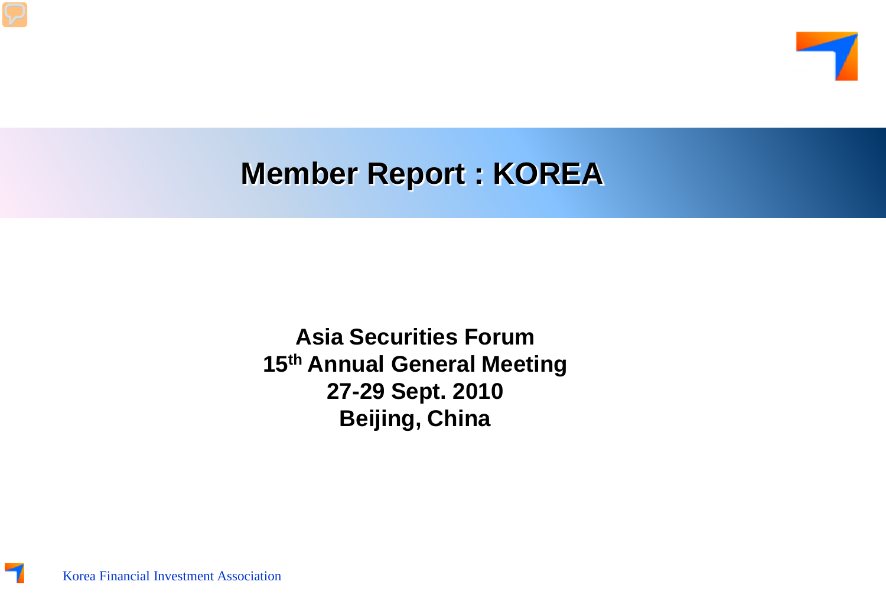# Member Report : KOREA

**Asia Securities Forum**
**15th Annual General Meeting**
**27-29 Sept. 2010**
**Beijing, China**

Korea Financial Investment Association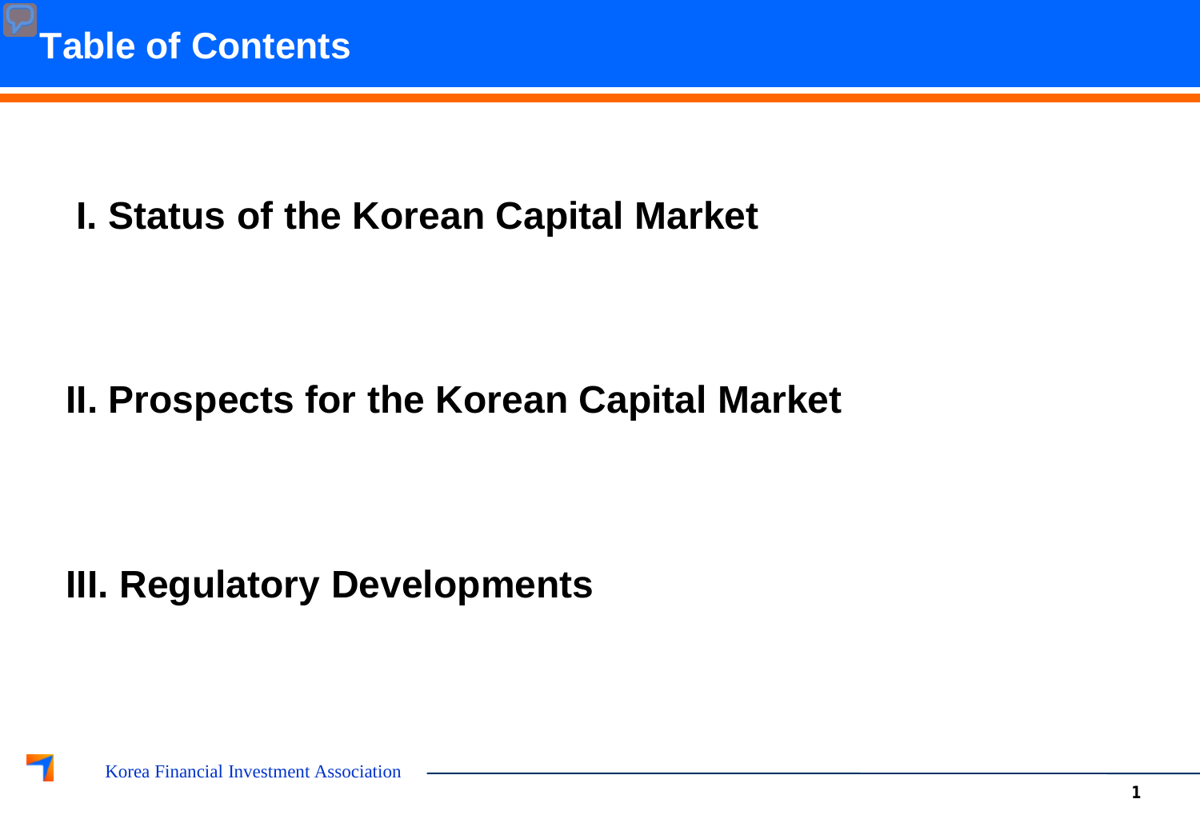# Table of Contents

## I. Status of the Korean Capital Market

## II. Prospects for the Korean Capital Market

## III. Regulatory Developments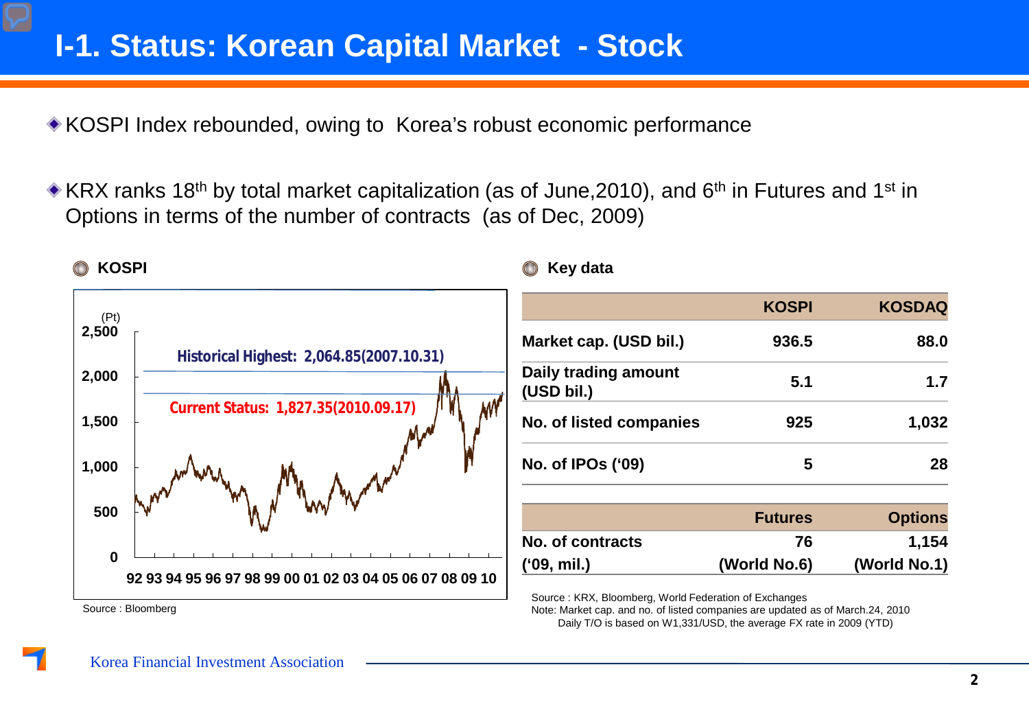# I-1. Status: Korean Capital Market - Stock

◆ KOSPI Index rebounded, owing to Korea's robust economic performance

◆ KRX ranks 18th by total market capitalization (as of June,2010), and 6th in Futures and 1st in Options in terms of the number of contracts (as of Dec, 2009)

**KOSPI**

(Pt)

Historical Highest: 2,064.85(2007.10.31)

Current Status: 1,827.35(2010.09.17)

92 93 94 95 96 97 98 99 00 01 02 03 04 05 06 07 08 09 10

Source : Bloomberg

**Key data**

| | KOSPI | KOSDAQ |
|---|---|---|
| Market cap. (USD bil.) | 936.5 | 88.0 |
| Daily trading amount (USD bil.) | 5.1 | 1.7 |
| No. of listed companies | 925 | 1,032 |
| No. of IPOs ('09) | 5 | 28 |

| | Futures | Options |
|---|---|---|
| No. of contracts ('09, mil.) | 76 (World No.6) | 1,154 (World No.1) |

Source : KRX, Bloomberg, World Federation of Exchanges
Note: Market cap. and no. of listed companies are updated as of March.24, 2010
Daily T/O is based on W1,331/USD, the average FX rate in 2009 (YTD)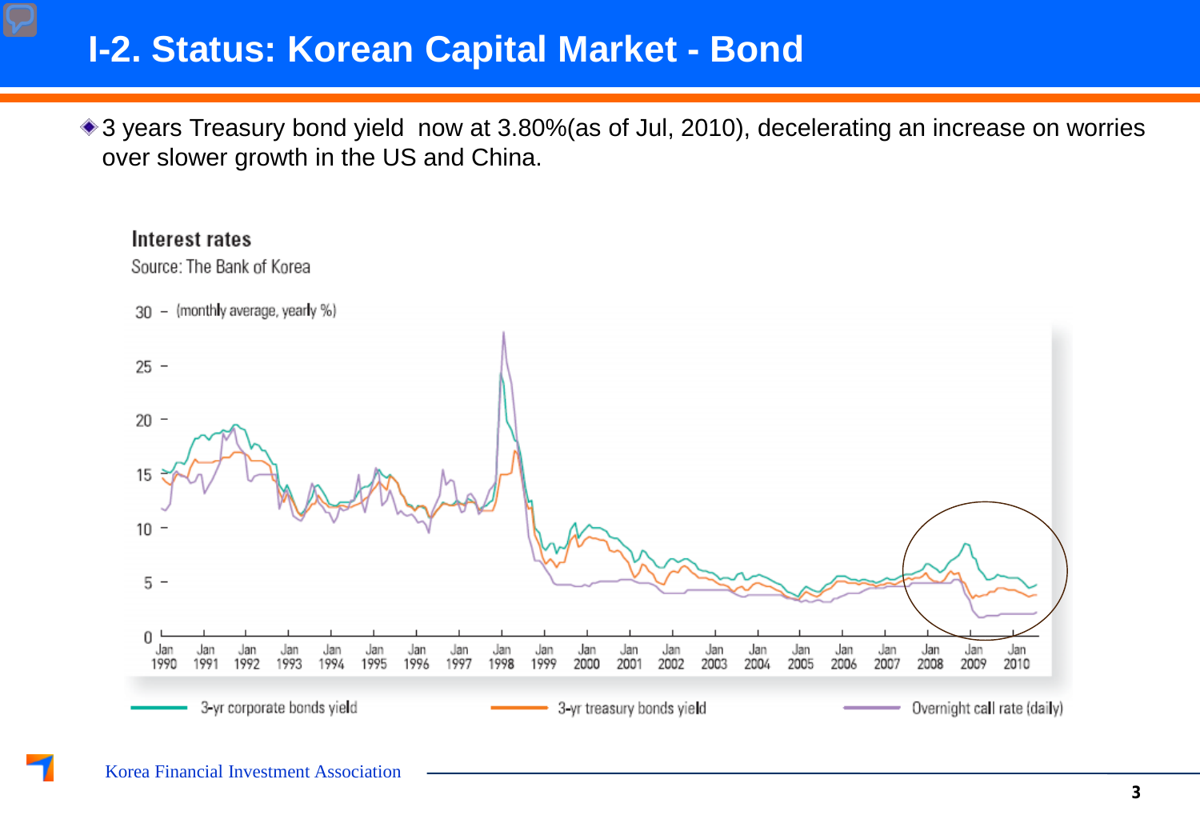# I-2. Status: Korean Capital Market - Bond

- 3 years Treasury bond yield  now at 3.80%(as of Jul, 2010), decelerating an increase on worries over slower growth in the US and China.

**Interest rates**

Source: The Bank of Korea

(monthly average, yearly %)

3-yr corporate bonds yield — 3-yr treasury bonds yield — Overnight call rate (daily)

Korea Financial Investment Association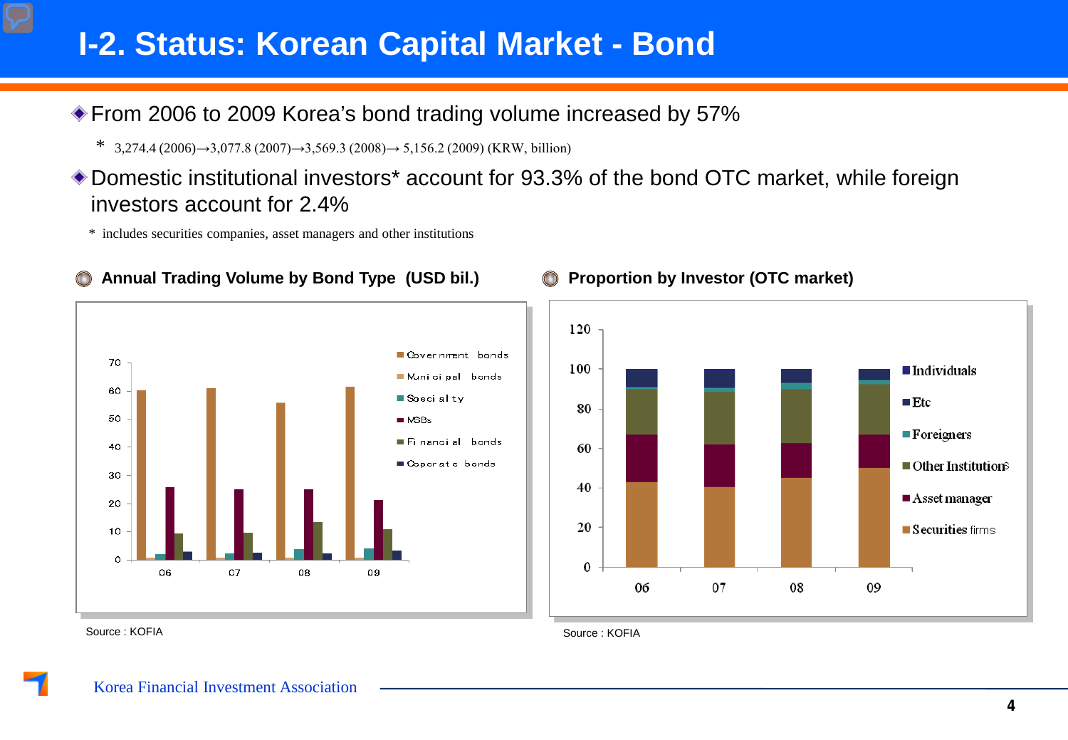# I-2. Status: Korean Capital Market - Bond

- From 2006 to 2009 Korea's bond trading volume increased by 57%
  - \* 3,274.4 (2006)→3,077.8 (2007)→3,569.3 (2008)→ 5,156.2 (2009) (KRW, billion)
- Domestic institutional investors* account for 93.3% of the bond OTC market, while foreign investors account for 2.4%
  - \* includes securities companies, asset managers and other institutions

### Annual Trading Volume by Bond Type (USD bil.)

Source : KOFIA

### Proportion by Investor (OTC market)

Source : KOFIA

Korea Financial Investment Association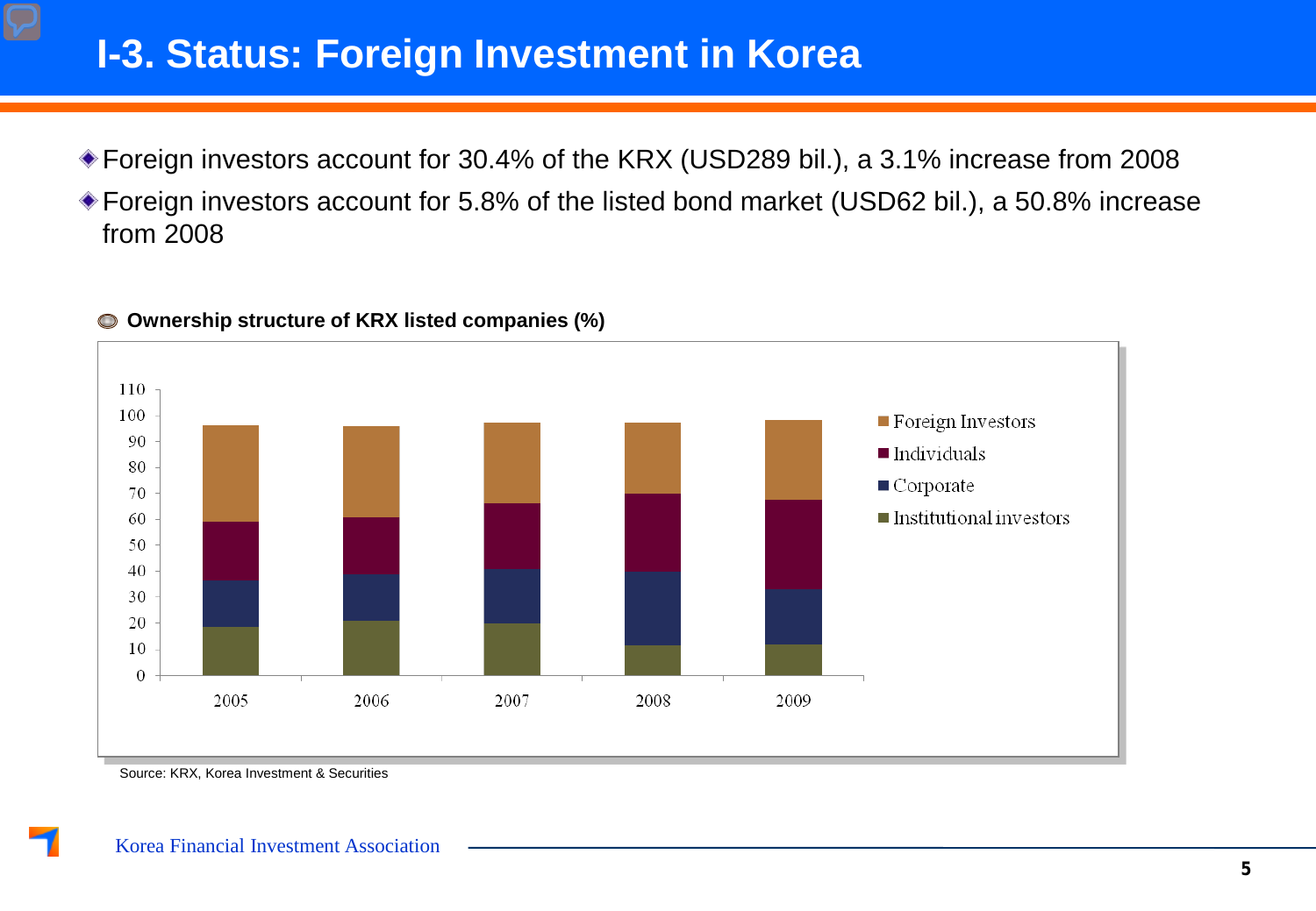# I-3. Status: Foreign Investment in Korea

- Foreign investors account for 30.4% of the KRX (USD289 bil.), a 3.1% increase from 2008
- Foreign investors account for 5.8% of the listed bond market (USD62 bil.), a 50.8% increase from 2008

**Ownership structure of KRX listed companies (%)**

Source: KRX, Korea Investment & Securities

Korea Financial Investment Association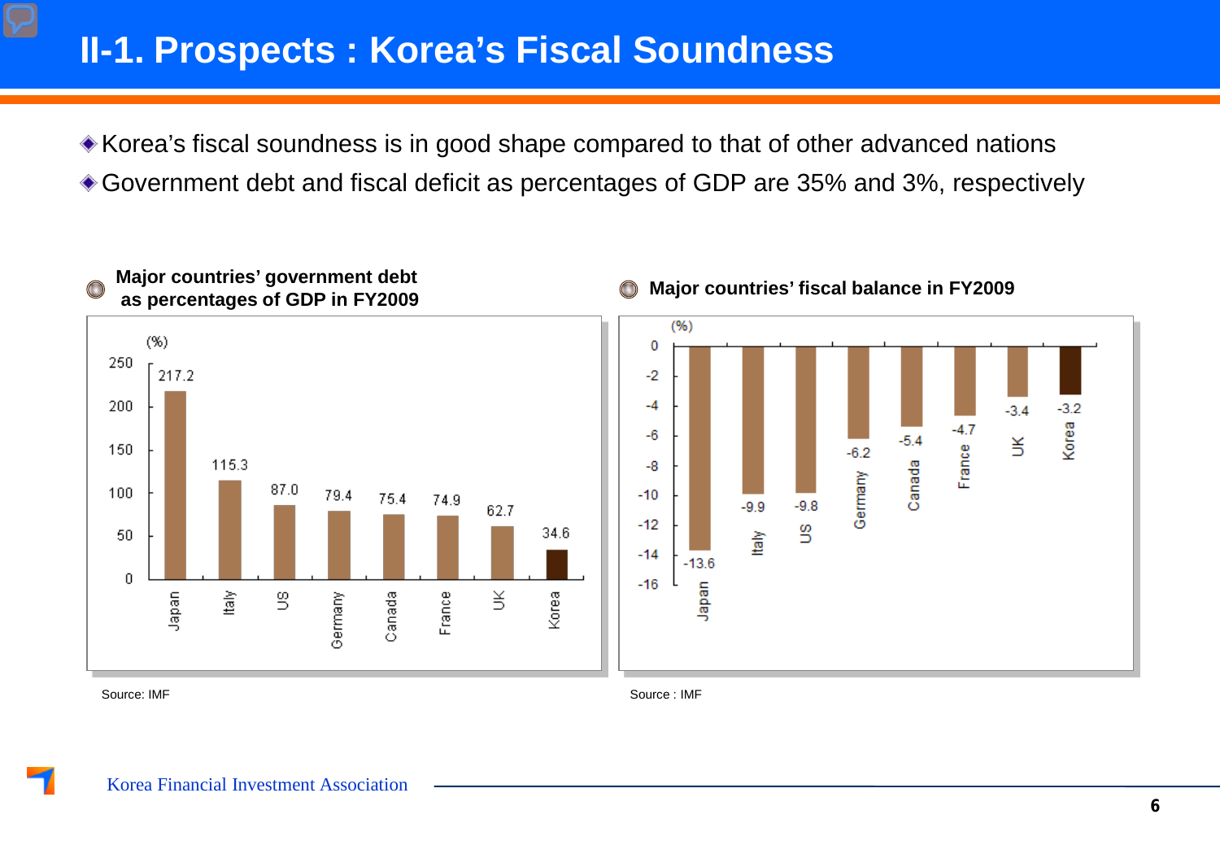# II-1. Prospects : Korea's Fiscal Soundness

- Korea's fiscal soundness is in good shape compared to that of other advanced nations
- Government debt and fiscal deficit as percentages of GDP are 35% and 3%, respectively

**Major countries' government debt as percentages of GDP in FY2009**

| Country | (%) |
|---|---|
| Japan | 217.2 |
| Italy | 115.3 |
| US | 87.0 |
| Germany | 79.4 |
| Canada | 75.4 |
| France | 74.9 |
| UK | 62.7 |
| Korea | 34.6 |

Source: IMF

**Major countries' fiscal balance in FY2009**

| Country | (%) |
|---|---|
| Japan | -13.6 |
| Italy | -9.9 |
| US | -9.8 |
| Germany | -6.2 |
| Canada | -5.4 |
| France | -4.7 |
| UK | -3.4 |
| Korea | -3.2 |

Source : IMF

Korea Financial Investment Association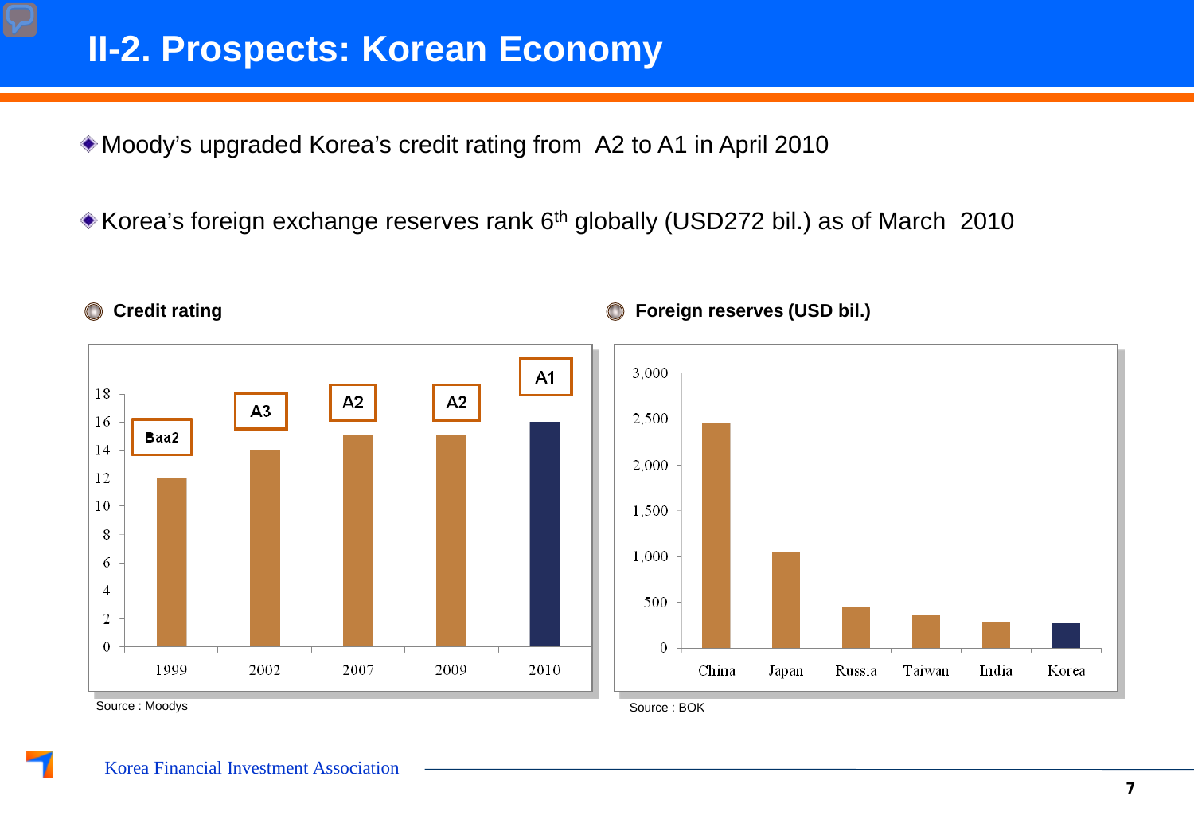# II-2. Prospects: Korean Economy

- Moody's upgraded Korea's credit rating from A2 to A1 in April 2010
- Korea's foreign exchange reserves rank 6th globally (USD272 bil.) as of March 2010

**Credit rating**

| Year | Rating | Value |
|---|---|---|
| 1999 | Baa2 | 12 |
| 2002 | A3 | 14 |
| 2007 | A2 | 15 |
| 2009 | A2 | 15 |
| 2010 | A1 | 16 |

Source : Moodys

**Foreign reserves (USD bil.)**

| Country | Reserves |
|---|---|
| China | ~2,450 |
| Japan | ~1,040 |
| Russia | ~440 |
| Taiwan | ~350 |
| India | ~280 |
| Korea | 272 |

Source : BOK

Korea Financial Investment Association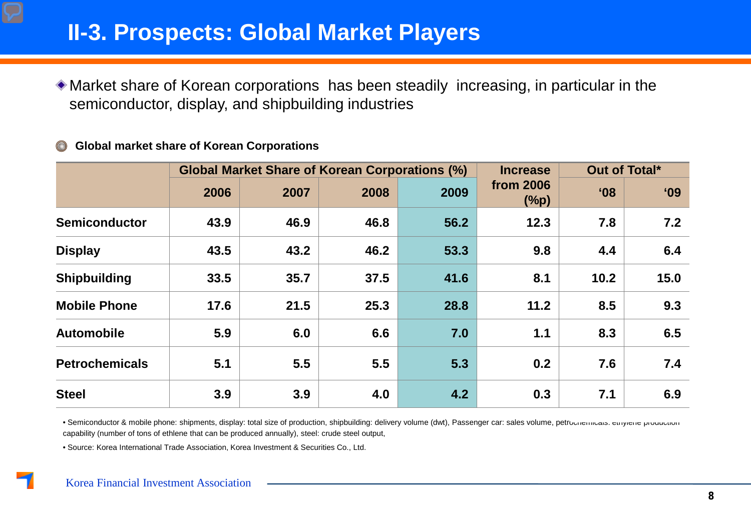# II-3. Prospects: Global Market Players

◈ Market share of Korean corporations has been steadily increasing, in particular in the semiconductor, display, and shipbuilding industries

◎ **Global market share of Korean Corporations**

| | Global Market Share of Korean Corporations (%) | | | | Increase from 2006 (%p) | Out of Total* | |
|---|---|---|---|---|---|---|---|
| | 2006 | 2007 | 2008 | 2009 | | '08 | '09 |
| **Semiconductor** | 43.9 | 46.9 | 46.8 | 56.2 | 12.3 | 7.8 | 7.2 |
| **Display** | 43.5 | 43.2 | 46.2 | 53.3 | 9.8 | 4.4 | 6.4 |
| **Shipbuilding** | 33.5 | 35.7 | 37.5 | 41.6 | 8.1 | 10.2 | 15.0 |
| **Mobile Phone** | 17.6 | 21.5 | 25.3 | 28.8 | 11.2 | 8.5 | 9.3 |
| **Automobile** | 5.9 | 6.0 | 6.6 | 7.0 | 1.1 | 8.3 | 6.5 |
| **Petrochemicals** | 5.1 | 5.5 | 5.5 | 5.3 | 0.2 | 7.6 | 7.4 |
| **Steel** | 3.9 | 3.9 | 4.0 | 4.2 | 0.3 | 7.1 | 6.9 |

• Semiconductor & mobile phone: shipments, display: total size of production, shipbuilding: delivery volume (dwt), Passenger car: sales volume, petrochemicals: ethylene production capability (number of tons of ethlene that can be produced annually), steel: crude steel output,

• Source: Korea International Trade Association, Korea Investment & Securities Co., Ltd.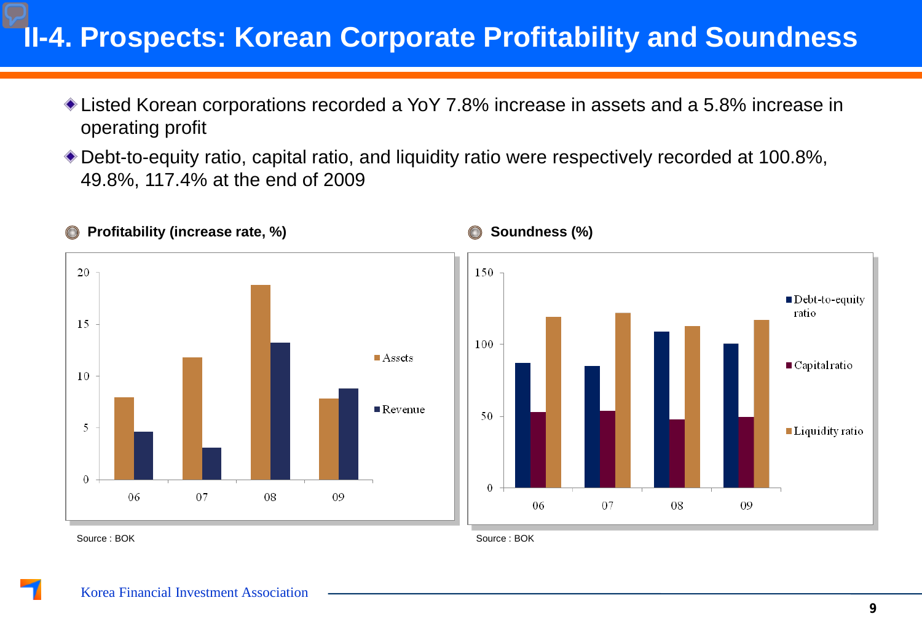# II-4. Prospects: Korean Corporate Profitability and Soundness

- Listed Korean corporations recorded a YoY 7.8% increase in assets and a 5.8% increase in operating profit
- Debt-to-equity ratio, capital ratio, and liquidity ratio were respectively recorded at 100.8%, 49.8%, 117.4% at the end of 2009

**Profitability (increase rate, %)**

Source : BOK

**Soundness (%)**

Source : BOK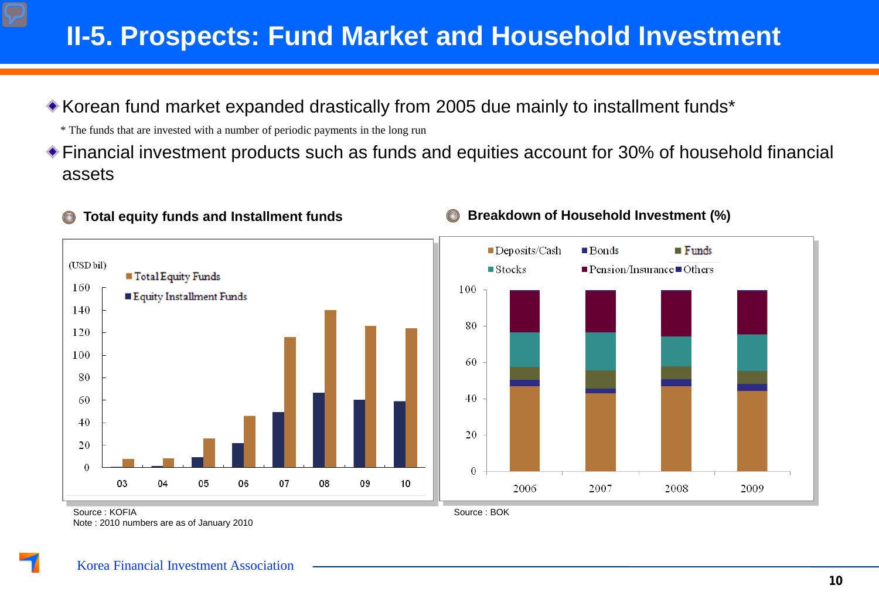# II-5. Prospects: Fund Market and Household Investment

- Korean fund market expanded drastically from 2005 due mainly to installment funds*

  * The funds that are invested with a number of periodic payments in the long run

- Financial investment products such as funds and equities account for 30% of household financial assets

### Total equity funds and Installment funds

(USD bil)

Legend: Total Equity Funds, Equity Installment Funds

Y-axis: 0, 20, 40, 60, 80, 100, 120, 140, 160

X-axis: 03, 04, 05, 06, 07, 08, 09, 10

Source : KOFIA

Note : 2010 numbers are as of January 2010

### Breakdown of Household Investment (%)

Legend: Deposits/Cash, Bonds, Funds, Stocks, Pension/Insurance, Others

Y-axis: 0, 20, 40, 60, 80, 100

X-axis: 2006, 2007, 2008, 2009

Source : BOK

Korea Financial Investment Association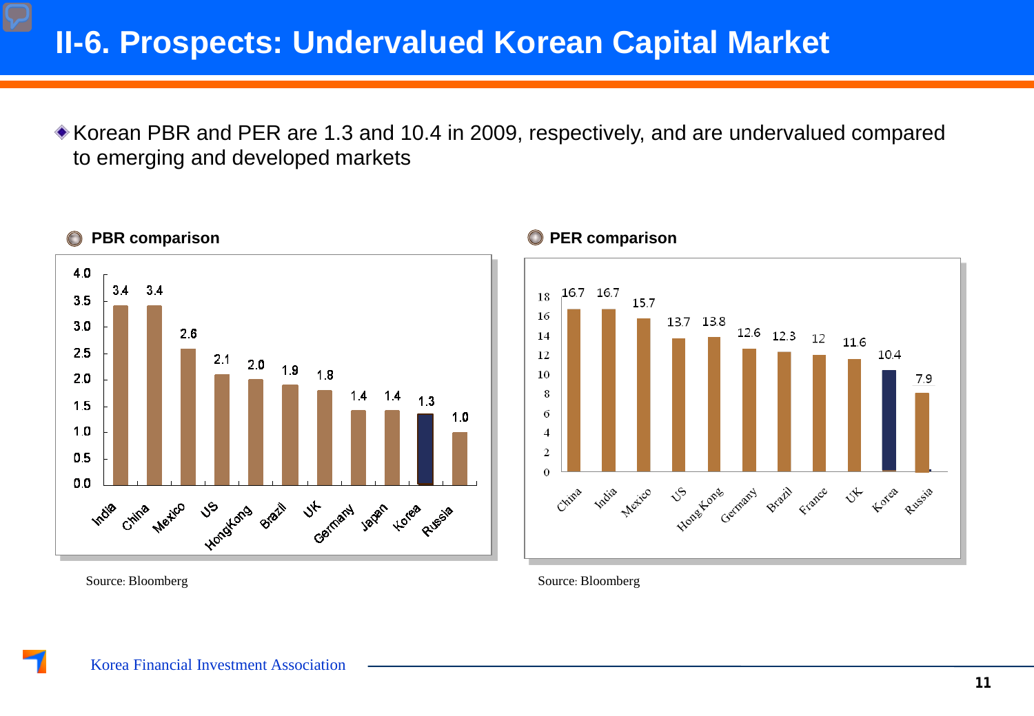# II-6. Prospects: Undervalued Korean Capital Market

- Korean PBR and PER are 1.3 and 10.4 in 2009, respectively, and are undervalued compared to emerging and developed markets

**PBR comparison**

| Country | PBR |
|---|---|
| India | 3.4 |
| China | 3.4 |
| Mexico | 2.6 |
| US | 2.1 |
| HongKong | 2.0 |
| Brazil | 1.9 |
| UK | 1.8 |
| Germany | 1.4 |
| Japan | 1.4 |
| Korea | 1.3 |
| Russia | 1.0 |

Source: Bloomberg

**PER comparison**

| Country | PER |
|---|---|
| China | 16.7 |
| India | 16.7 |
| Mexico | 15.7 |
| US | 13.7 |
| Hong Kong | 13.8 |
| Germany | 12.6 |
| Brazil | 12.3 |
| France | 12 |
| UK | 11.6 |
| Korea | 10.4 |
| Russia | 7.9 |

Source: Bloomberg

Korea Financial Investment Association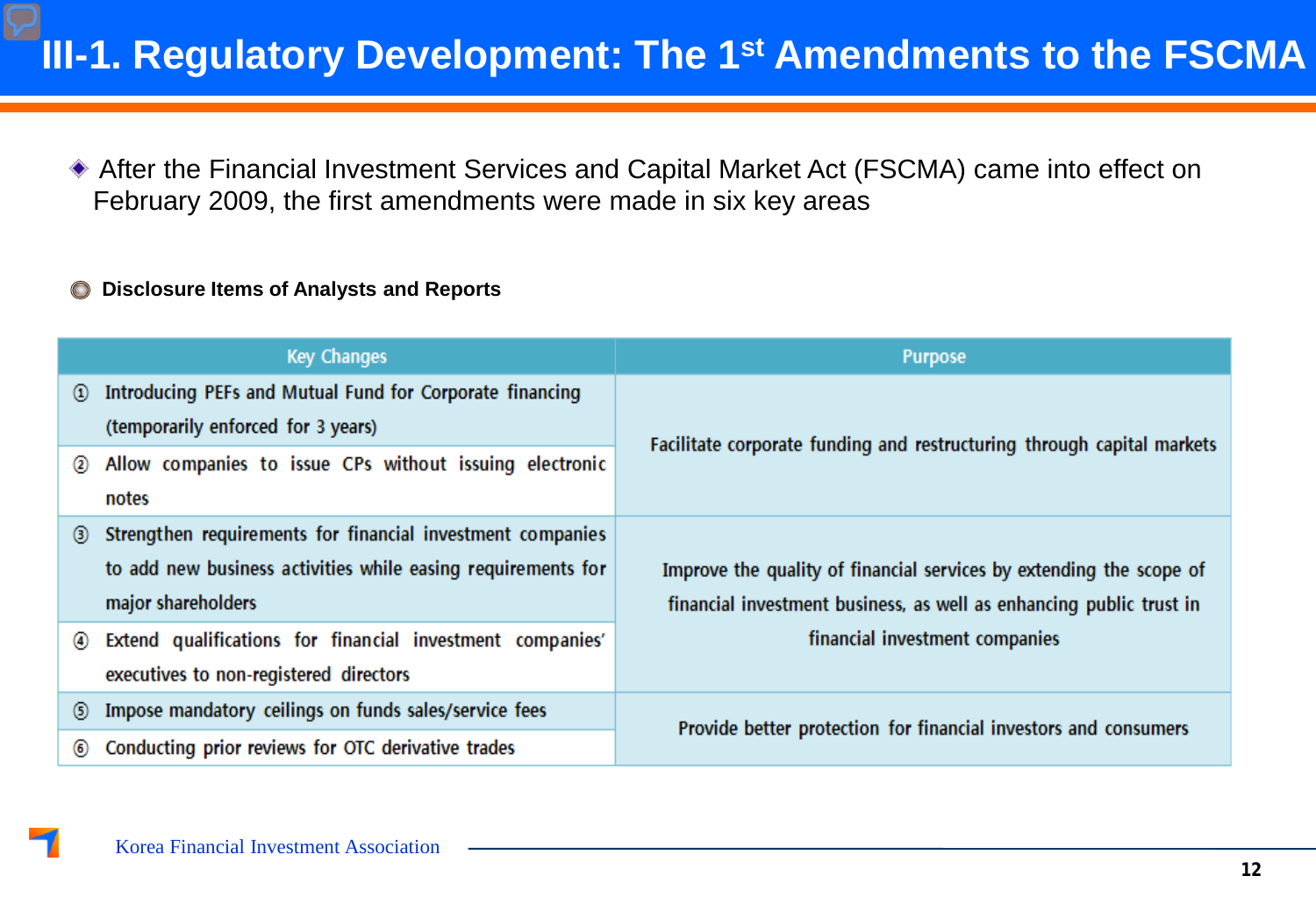# III-1. Regulatory Development: The 1st Amendments to the FSCMA

- After the Financial Investment Services and Capital Market Act (FSCMA) came into effect on February 2009, the first amendments were made in six key areas

**Disclosure Items of Analysts and Reports**

| Key Changes | Purpose |
|---|---|
| ① Introducing PEFs and Mutual Fund for Corporate financing (temporarily enforced for 3 years) | Facilitate corporate funding and restructuring through capital markets |
| ② Allow companies to issue CPs without issuing electronic notes | |
| ③ Strengthen requirements for financial investment companies to add new business activities while easing requirements for major shareholders | Improve the quality of financial services by extending the scope of financial investment business, as well as enhancing public trust in financial investment companies |
| ④ Extend qualifications for financial investment companies' executives to non-registered directors | |
| ⑤ Impose mandatory ceilings on funds sales/service fees | Provide better protection for financial investors and consumers |
| ⑥ Conducting prior reviews for OTC derivative trades | |

Korea Financial Investment Association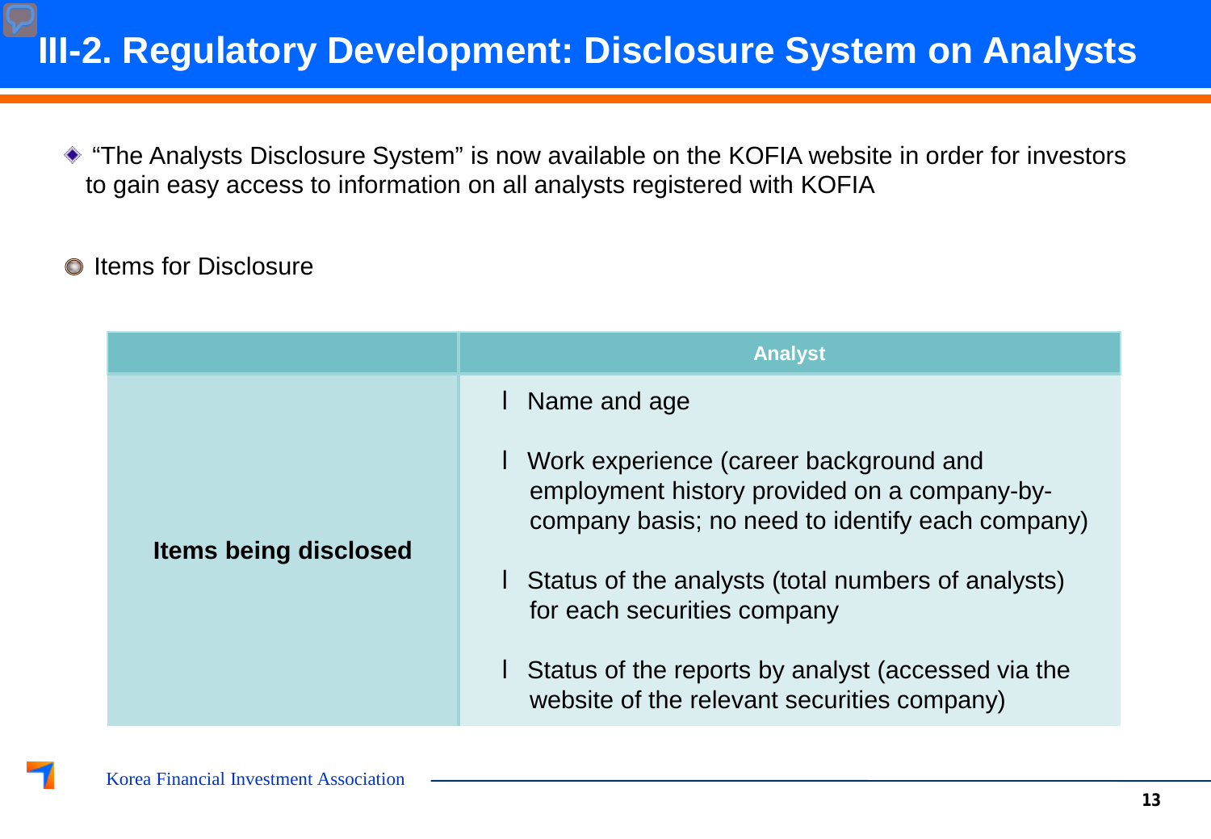# III-2. Regulatory Development: Disclosure System on Analysts

◈ "The Analysts Disclosure System" is now available on the KOFIA website in order for investors to gain easy access to information on all analysts registered with KOFIA

◉ Items for Disclosure

| | Analyst |
|---|---|
| **Items being disclosed** | l Name and age<br><br>l Work experience (career background and employment history provided on a company-by-company basis; no need to identify each company)<br><br>l Status of the analysts (total numbers of analysts) for each securities company<br><br>l Status of the reports by analyst (accessed via the website of the relevant securities company) |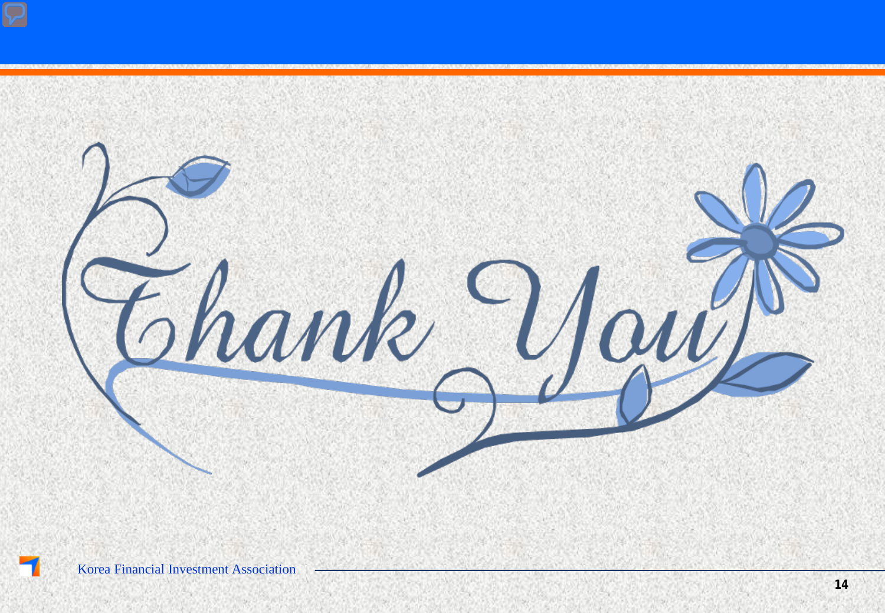Thank You